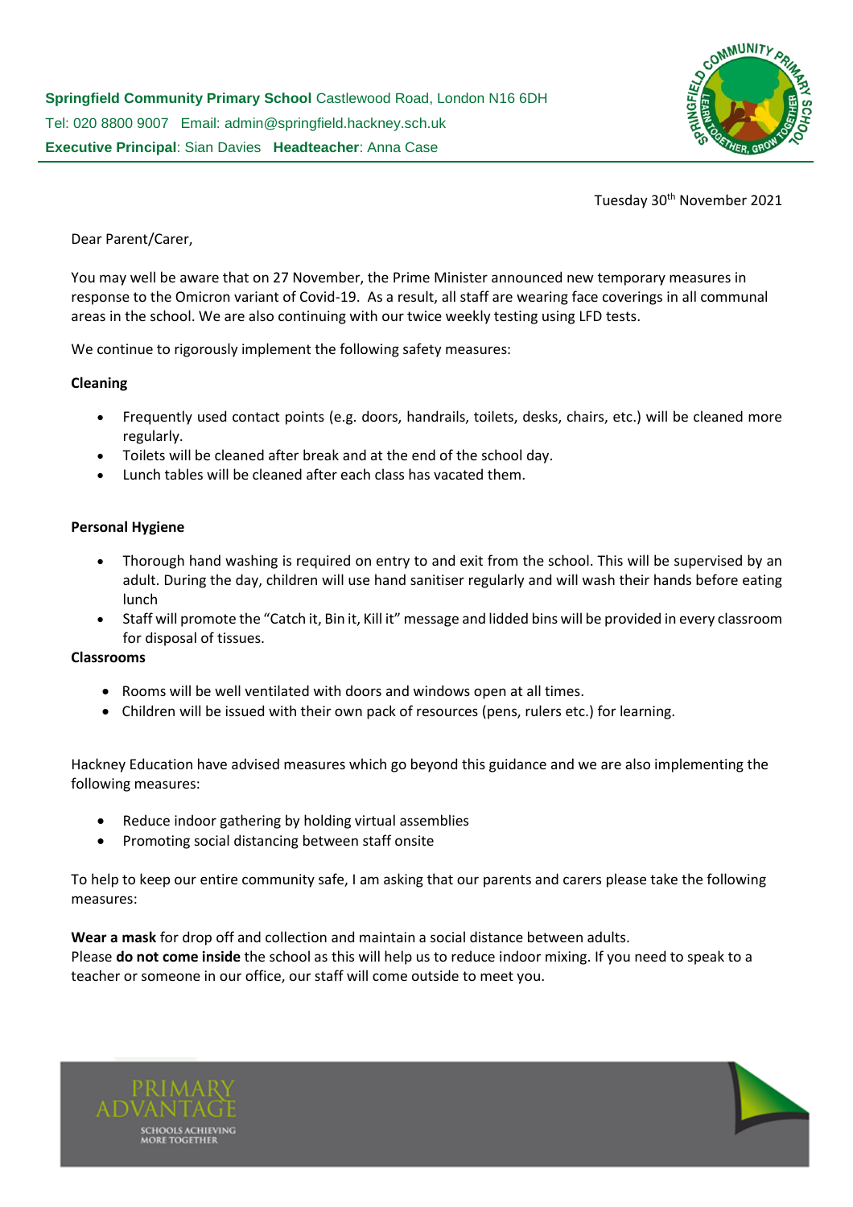**Springfield Community Primary School** Castlewood Road, London N16 6DH
Tel: 020 8800 9007 Email: admin@springfield.hackney.sch.uk
**Executive Principal**: Sian Davies **Headteacher**: Anna Case

Tuesday 30th November 2021

Dear Parent/Carer,

You may well be aware that on 27 November, the Prime Minister announced new temporary measures in response to the Omicron variant of Covid-19. As a result, all staff are wearing face coverings in all communal areas in the school. We are also continuing with our twice weekly testing using LFD tests.

We continue to rigorously implement the following safety measures:

**Cleaning**

- Frequently used contact points (e.g. doors, handrails, toilets, desks, chairs, etc.) will be cleaned more regularly.
- Toilets will be cleaned after break and at the end of the school day.
- Lunch tables will be cleaned after each class has vacated them.

**Personal Hygiene**

- Thorough hand washing is required on entry to and exit from the school. This will be supervised by an adult. During the day, children will use hand sanitiser regularly and will wash their hands before eating lunch
- Staff will promote the "Catch it, Bin it, Kill it" message and lidded bins will be provided in every classroom for disposal of tissues.

**Classrooms**

- Rooms will be well ventilated with doors and windows open at all times.
- Children will be issued with their own pack of resources (pens, rulers etc.) for learning.

Hackney Education have advised measures which go beyond this guidance and we are also implementing the following measures:

- Reduce indoor gathering by holding virtual assemblies
- Promoting social distancing between staff onsite

To help to keep our entire community safe, I am asking that our parents and carers please take the following measures:

**Wear a mask** for drop off and collection and maintain a social distance between adults.
Please **do not come inside** the school as this will help us to reduce indoor mixing. If you need to speak to a teacher or someone in our office, our staff will come outside to meet you.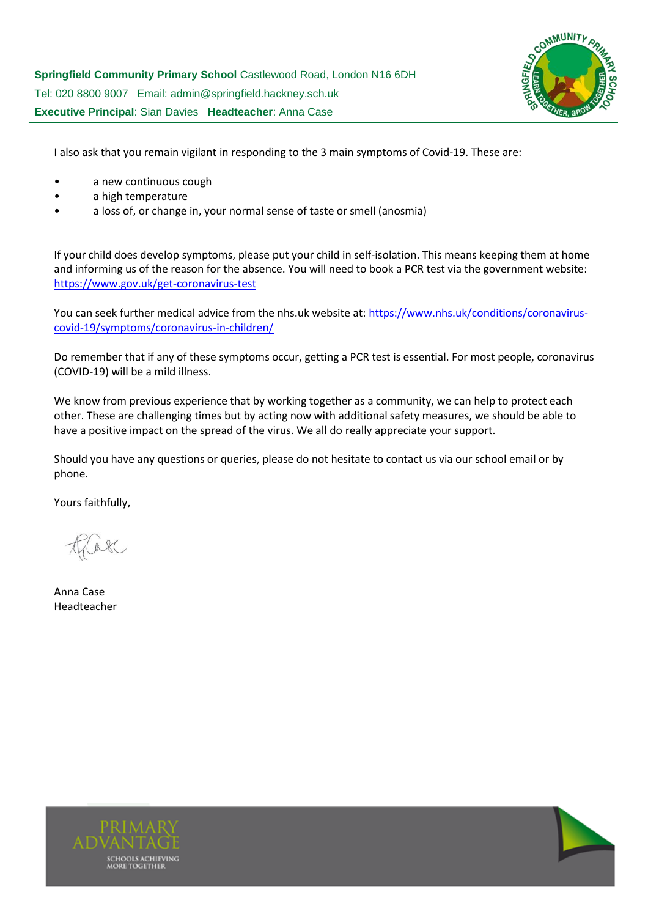I also ask that you remain vigilant in responding to the 3 main symptoms of Covid-19. These are:

- a new continuous cough
- a high temperature
- a loss of, or change in, your normal sense of taste or smell (anosmia)

If your child does develop symptoms, please put your child in self-isolation. This means keeping them at home and informing us of the reason for the absence. You will need to book a PCR test via the government website: https://www.gov.uk/get-coronavirus-test

You can seek further medical advice from the nhs.uk website at: https://www.nhs.uk/conditions/coronavirus-covid-19/symptoms/coronavirus-in-children/

Do remember that if any of these symptoms occur, getting a PCR test is essential. For most people, coronavirus (COVID-19) will be a mild illness.

We know from previous experience that by working together as a community, we can help to protect each other. These are challenging times but by acting now with additional safety measures, we should be able to have a positive impact on the spread of the virus. We all do really appreciate your support.

Should you have any questions or queries, please do not hesitate to contact us via our school email or by phone.

Yours faithfully,

Anna Case
Headteacher